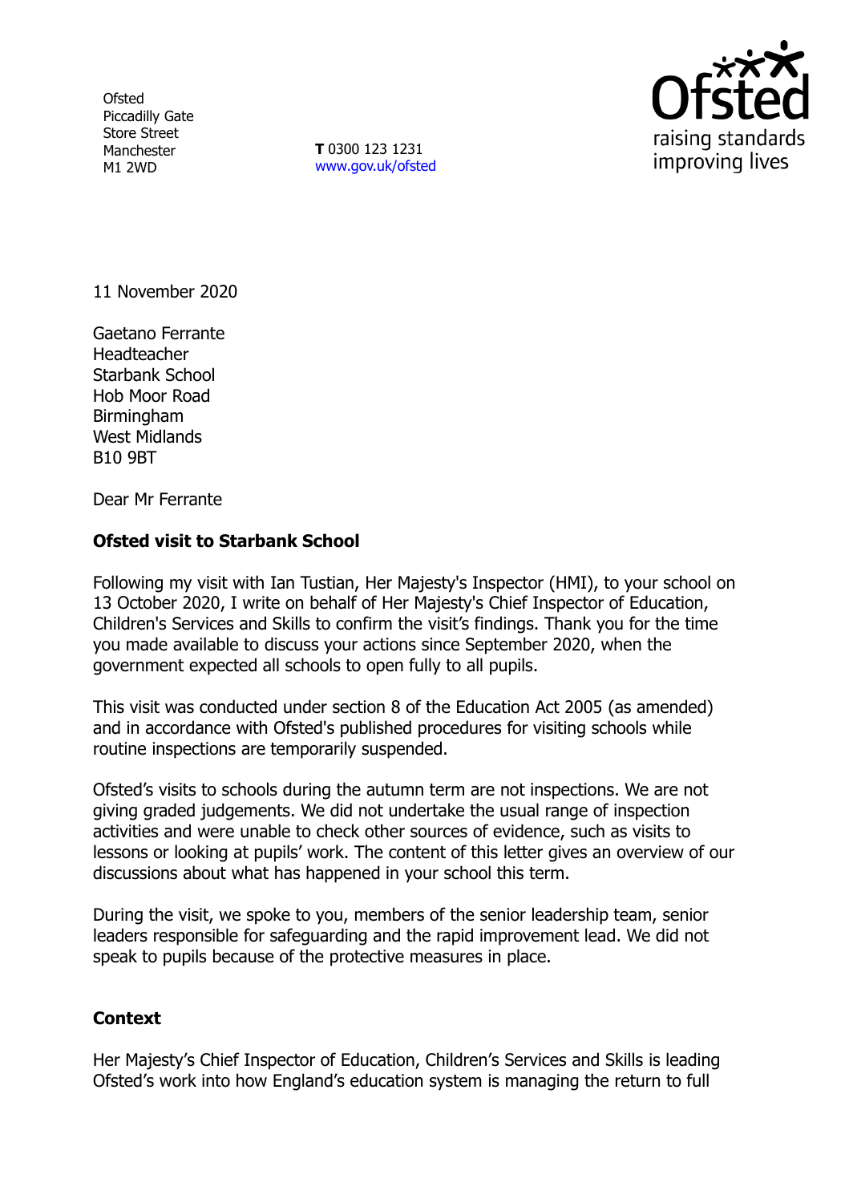Ofsted
Piccadilly Gate
Store Street
Manchester
M1 2WD

**T** 0300 123 1231
www.gov.uk/ofsted

11 November 2020

Gaetano Ferrante
Headteacher
Starbank School
Hob Moor Road
Birmingham
West Midlands
B10 9BT

Dear Mr Ferrante

**Ofsted visit to Starbank School**

Following my visit with Ian Tustian, Her Majesty's Inspector (HMI), to your school on 13 October 2020, I write on behalf of Her Majesty's Chief Inspector of Education, Children's Services and Skills to confirm the visit's findings. Thank you for the time you made available to discuss your actions since September 2020, when the government expected all schools to open fully to all pupils.

This visit was conducted under section 8 of the Education Act 2005 (as amended) and in accordance with Ofsted's published procedures for visiting schools while routine inspections are temporarily suspended.

Ofsted's visits to schools during the autumn term are not inspections. We are not giving graded judgements. We did not undertake the usual range of inspection activities and were unable to check other sources of evidence, such as visits to lessons or looking at pupils' work. The content of this letter gives an overview of our discussions about what has happened in your school this term.

During the visit, we spoke to you, members of the senior leadership team, senior leaders responsible for safeguarding and the rapid improvement lead. We did not speak to pupils because of the protective measures in place.

**Context**

Her Majesty's Chief Inspector of Education, Children's Services and Skills is leading Ofsted's work into how England's education system is managing the return to full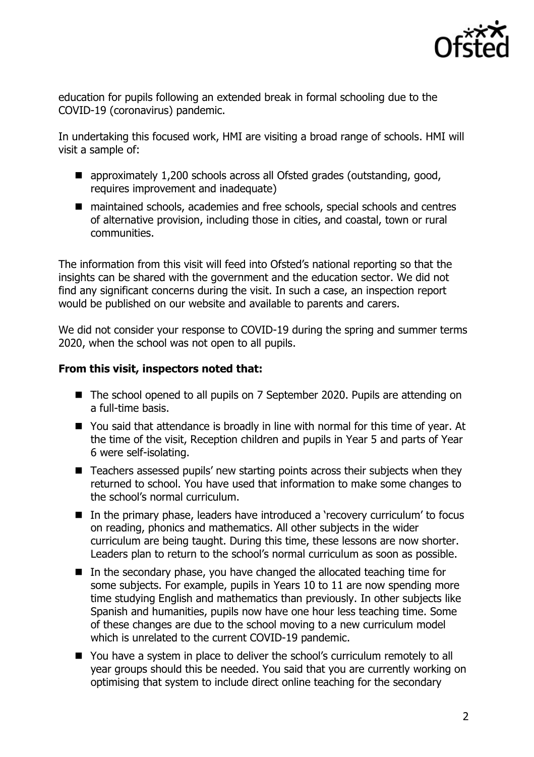education for pupils following an extended break in formal schooling due to the COVID-19 (coronavirus) pandemic.

In undertaking this focused work, HMI are visiting a broad range of schools. HMI will visit a sample of:

- approximately 1,200 schools across all Ofsted grades (outstanding, good, requires improvement and inadequate)
- maintained schools, academies and free schools, special schools and centres of alternative provision, including those in cities, and coastal, town or rural communities.

The information from this visit will feed into Ofsted's national reporting so that the insights can be shared with the government and the education sector. We did not find any significant concerns during the visit. In such a case, an inspection report would be published on our website and available to parents and carers.

We did not consider your response to COVID-19 during the spring and summer terms 2020, when the school was not open to all pupils.

**From this visit, inspectors noted that:**

- The school opened to all pupils on 7 September 2020. Pupils are attending on a full-time basis.
- You said that attendance is broadly in line with normal for this time of year. At the time of the visit, Reception children and pupils in Year 5 and parts of Year 6 were self-isolating.
- Teachers assessed pupils' new starting points across their subjects when they returned to school. You have used that information to make some changes to the school's normal curriculum.
- In the primary phase, leaders have introduced a 'recovery curriculum' to focus on reading, phonics and mathematics. All other subjects in the wider curriculum are being taught. During this time, these lessons are now shorter. Leaders plan to return to the school's normal curriculum as soon as possible.
- In the secondary phase, you have changed the allocated teaching time for some subjects. For example, pupils in Years 10 to 11 are now spending more time studying English and mathematics than previously. In other subjects like Spanish and humanities, pupils now have one hour less teaching time. Some of these changes are due to the school moving to a new curriculum model which is unrelated to the current COVID-19 pandemic.
- You have a system in place to deliver the school's curriculum remotely to all year groups should this be needed. You said that you are currently working on optimising that system to include direct online teaching for the secondary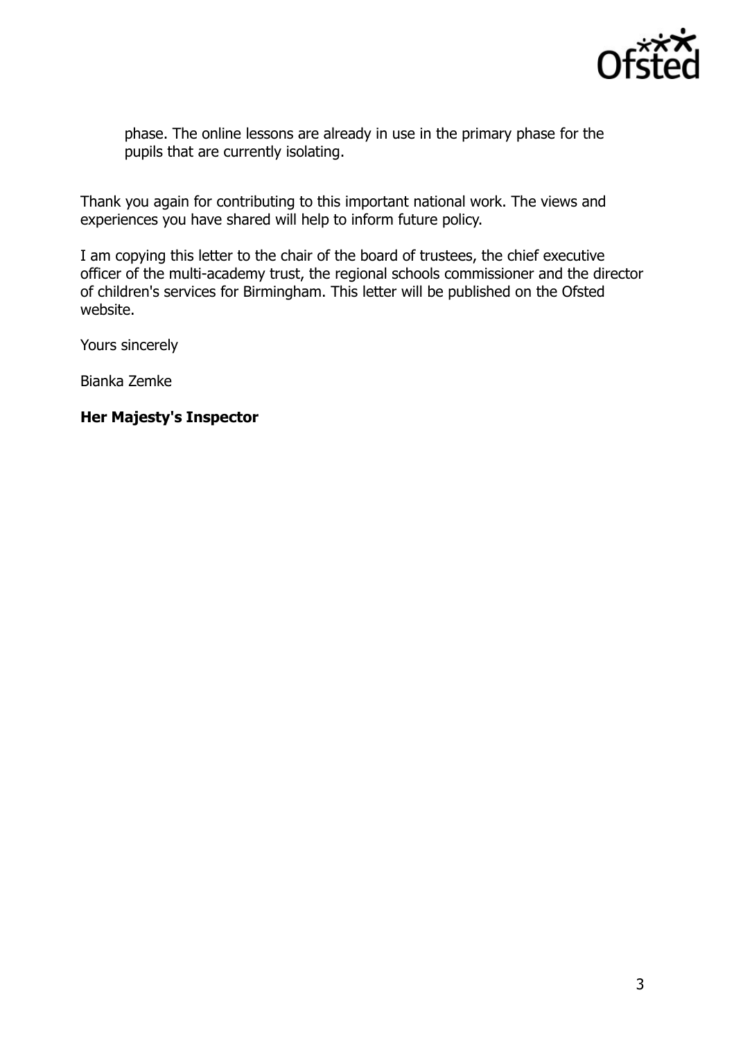phase. The online lessons are already in use in the primary phase for the pupils that are currently isolating.

Thank you again for contributing to this important national work. The views and experiences you have shared will help to inform future policy.

I am copying this letter to the chair of the board of trustees, the chief executive officer of the multi-academy trust, the regional schools commissioner and the director of children's services for Birmingham. This letter will be published on the Ofsted website.

Yours sincerely

Bianka Zemke

**Her Majesty's Inspector**